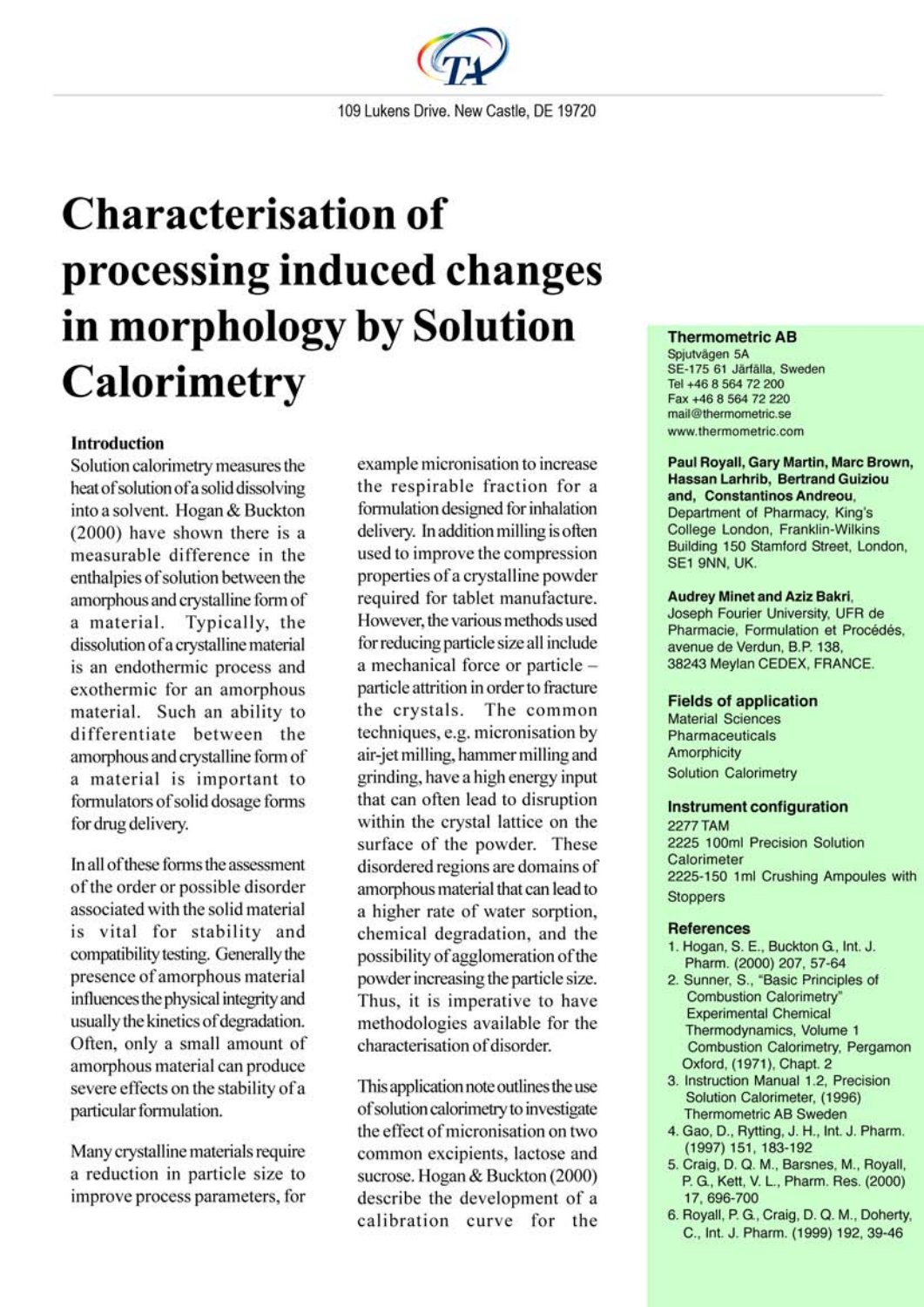109 Lukens Drive. New Castle, DE 19720

# Characterisation of processing induced changes in morphology by Solution Calorimetry

## Introduction

Solution calorimetry measures the heat of solution of a solid dissolving into a solvent. Hogan & Buckton (2000) have shown there is a measurable difference in the enthalpies of solution between the amorphous and crystalline form of a material. Typically, the dissolution of a crystalline material is an endothermic process and exothermic for an amorphous material. Such an ability to differentiate between the amorphous and crystalline form of a material is important to formulators of solid dosage forms for drug delivery.

In all of these forms the assessment of the order or possible disorder associated with the solid material is vital for stability and compatibility testing. Generally the presence of amorphous material influences the physical integrity and usually the kinetics of degradation. Often, only a small amount of amorphous material can produce severe effects on the stability of a particular formulation.

Many crystalline materials require a reduction in particle size to improve process parameters, for example micronisation to increase the respirable fraction for a formulation designed for inhalation delivery. In addition milling is often used to improve the compression properties of a crystalline powder required for tablet manufacture. However, the various methods used for reducing particle size all include a mechanical force or particle – particle attrition in order to fracture the crystals. The common techniques, e.g. micronisation by air-jet milling, hammer milling and grinding, have a high energy input that can often lead to disruption within the crystal lattice on the surface of the powder. These disordered regions are domains of amorphous material that can lead to a higher rate of water sorption, chemical degradation, and the possibility of agglomeration of the powder increasing the particle size. Thus, it is imperative to have methodologies available for the characterisation of disorder.

This application note outlines the use of solution calorimetry to investigate the effect of micronisation on two common excipients, lactose and sucrose. Hogan & Buckton (2000) describe the development of a calibration curve for the

**Thermometric AB**
Spjutvägen 5A
SE-175 61 Järfälla, Sweden
Tel +46 8 564 72 200
Fax +46 8 564 72 220
mail@thermometric.se
www.thermometric.com

**Paul Royall, Gary Martin, Marc Brown, Hassan Larhrib, Bertrand Guiziou and, Constantinos Andreou**,
Department of Pharmacy, King's College London, Franklin-Wilkins Building 150 Stamford Street, London, SE1 9NN, UK.

**Audrey Minet and Aziz Bakri**,
Joseph Fourier University, UFR de Pharmacie, Formulation et Procédés, avenue de Verdun, B.P. 138, 38243 Meylan CEDEX, FRANCE.

### Fields of application

Material Sciences
Pharmaceuticals
Amorphicity
Solution Calorimetry

### Instrument configuration

2277 TAM
2225 100ml Precision Solution Calorimeter
2225-150 1ml Crushing Ampoules with Stoppers

### References

1. Hogan, S. E., Buckton G., Int. J. Pharm. (2000) 207, 57-64
2. Sunner, S., "Basic Principles of Combustion Calorimetry" Experimental Chemical Thermodynamics, Volume 1 Combustion Calorimetry, Pergamon Oxford, (1971), Chapt. 2
3. Instruction Manual 1.2, Precision Solution Calorimeter, (1996) Thermometric AB Sweden
4. Gao, D., Rytting, J. H., Int. J. Pharm. (1997) 151, 183-192
5. Craig, D. Q. M., Barsnes, M., Royall, P. G., Kett, V. L., Pharm. Res. (2000) 17, 696-700
6. Royall, P. G., Craig, D. Q. M., Doherty, C., Int. J. Pharm. (1999) 192, 39-46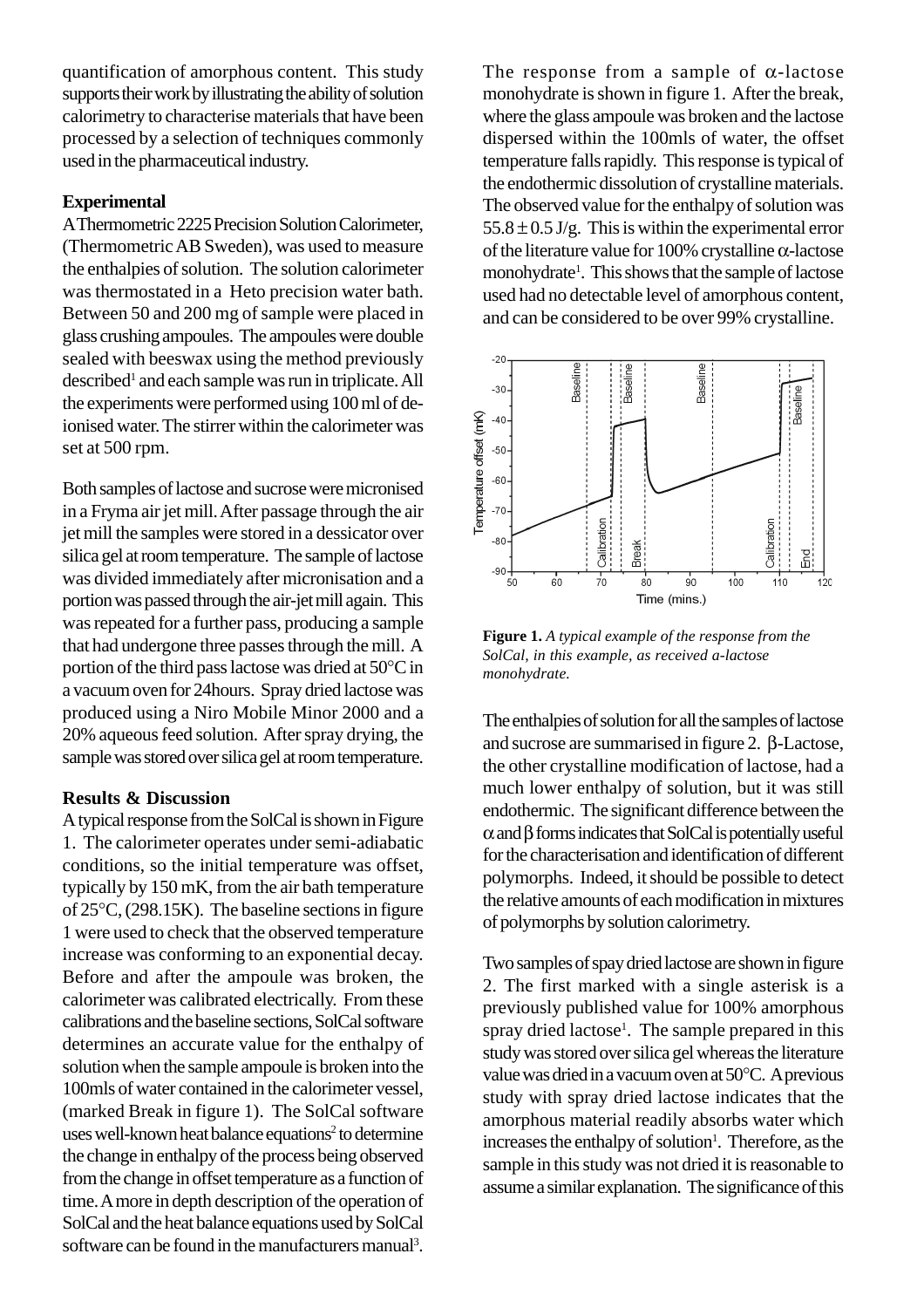quantification of amorphous content. This study supports their work by illustrating the ability of solution calorimetry to characterise materials that have been processed by a selection of techniques commonly used in the pharmaceutical industry.

**Experimental**

A Thermometric 2225 Precision Solution Calorimeter, (Thermometric AB Sweden), was used to measure the enthalpies of solution. The solution calorimeter was thermostated in a Heto precision water bath. Between 50 and 200 mg of sample were placed in glass crushing ampoules. The ampoules were double sealed with beeswax using the method previously described[1] and each sample was run in triplicate. All the experiments were performed using 100 ml of de-ionised water. The stirrer within the calorimeter was set at 500 rpm.

Both samples of lactose and sucrose were micronised in a Fryma air jet mill. After passage through the air jet mill the samples were stored in a dessicator over silica gel at room temperature. The sample of lactose was divided immediately after micronisation and a portion was passed through the air-jet mill again. This was repeated for a further pass, producing a sample that had undergone three passes through the mill. A portion of the third pass lactose was dried at 50°C in a vacuum oven for 24hours. Spray dried lactose was produced using a Niro Mobile Minor 2000 and a 20% aqueous feed solution. After spray drying, the sample was stored over silica gel at room temperature.

**Results & Discussion**

A typical response from the SolCal is shown in Figure 1. The calorimeter operates under semi-adiabatic conditions, so the initial temperature was offset, typically by 150 mK, from the air bath temperature of 25°C, (298.15K). The baseline sections in figure 1 were used to check that the observed temperature increase was conforming to an exponential decay. Before and after the ampoule was broken, the calorimeter was calibrated electrically. From these calibrations and the baseline sections, SolCal software determines an accurate value for the enthalpy of solution when the sample ampoule is broken into the 100mls of water contained in the calorimeter vessel, (marked Break in figure 1). The SolCal software uses well-known heat balance equations[2] to determine the change in enthalpy of the process being observed from the change in offset temperature as a function of time. A more in depth description of the operation of SolCal and the heat balance equations used by SolCal software can be found in the manufacturers manual[3].

The response from a sample of α-lactose monohydrate is shown in figure 1. After the break, where the glass ampoule was broken and the lactose dispersed within the 100mls of water, the offset temperature falls rapidly. This response is typical of the endothermic dissolution of crystalline materials. The observed value for the enthalpy of solution was $55.8 \pm 0.5$ J/g. This is within the experimental error of the literature value for 100% crystalline α-lactose monohydrate[1]. This shows that the sample of lactose used had no detectable level of amorphous content, and can be considered to be over 99% crystalline.

**Figure 1.** *A typical example of the response from the SolCal, in this example, as received a-lactose monohydrate.*

The enthalpies of solution for all the samples of lactose and sucrose are summarised in figure 2. β-Lactose, the other crystalline modification of lactose, had a much lower enthalpy of solution, but it was still endothermic. The significant difference between the α and β forms indicates that SolCal is potentially useful for the characterisation and identification of different polymorphs. Indeed, it should be possible to detect the relative amounts of each modification in mixtures of polymorphs by solution calorimetry.

Two samples of spay dried lactose are shown in figure 2. The first marked with a single asterisk is a previously published value for 100% amorphous spray dried lactose[1]. The sample prepared in this study was stored over silica gel whereas the literature value was dried in a vacuum oven at 50°C. A previous study with spray dried lactose indicates that the amorphous material readily absorbs water which increases the enthalpy of solution[1]. Therefore, as the sample in this study was not dried it is reasonable to assume a similar explanation. The significance of this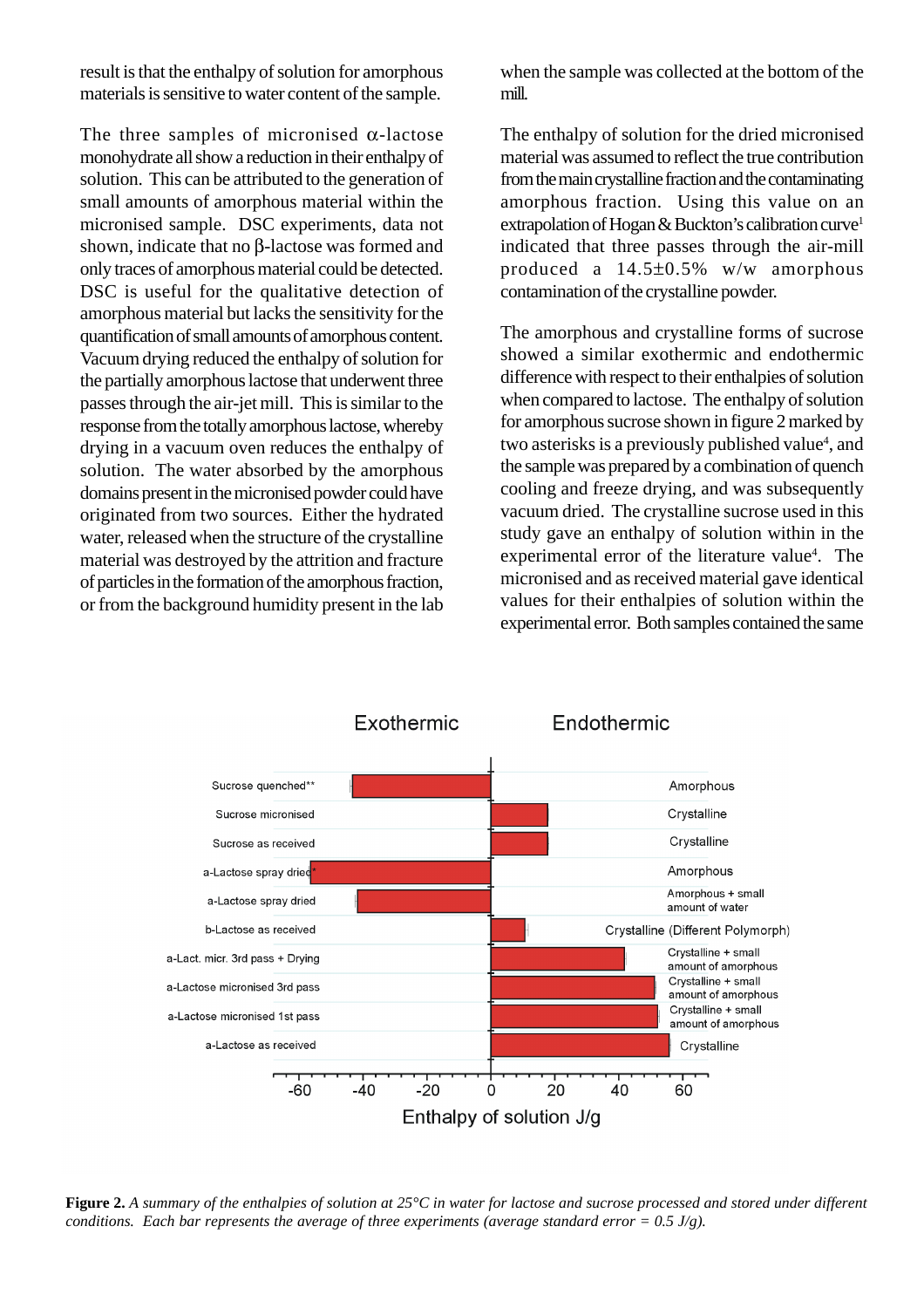result is that the enthalpy of solution for amorphous materials is sensitive to water content of the sample.

The three samples of micronised α-lactose monohydrate all show a reduction in their enthalpy of solution. This can be attributed to the generation of small amounts of amorphous material within the micronised sample. DSC experiments, data not shown, indicate that no β-lactose was formed and only traces of amorphous material could be detected. DSC is useful for the qualitative detection of amorphous material but lacks the sensitivity for the quantification of small amounts of amorphous content. Vacuum drying reduced the enthalpy of solution for the partially amorphous lactose that underwent three passes through the air-jet mill. This is similar to the response from the totally amorphous lactose, whereby drying in a vacuum oven reduces the enthalpy of solution. The water absorbed by the amorphous domains present in the micronised powder could have originated from two sources. Either the hydrated water, released when the structure of the crystalline material was destroyed by the attrition and fracture of particles in the formation of the amorphous fraction, or from the background humidity present in the lab when the sample was collected at the bottom of the mill.

The enthalpy of solution for the dried micronised material was assumed to reflect the true contribution from the main crystalline fraction and the contaminating amorphous fraction. Using this value on an extrapolation of Hogan & Buckton's calibration curve[1] indicated that three passes through the air-mill produced a 14.5±0.5% w/w amorphous contamination of the crystalline powder.

The amorphous and crystalline forms of sucrose showed a similar exothermic and endothermic difference with respect to their enthalpies of solution when compared to lactose. The enthalpy of solution for amorphous sucrose shown in figure 2 marked by two asterisks is a previously published value[4], and the sample was prepared by a combination of quench cooling and freeze drying, and was subsequently vacuum dried. The crystalline sucrose used in this study gave an enthalpy of solution within in the experimental error of the literature value[4]. The micronised and as received material gave identical values for their enthalpies of solution within the experimental error. Both samples contained the same

**Figure 2.** *A summary of the enthalpies of solution at 25°C in water for lactose and sucrose processed and stored under different conditions. Each bar represents the average of three experiments (average standard error = 0.5 J/g).*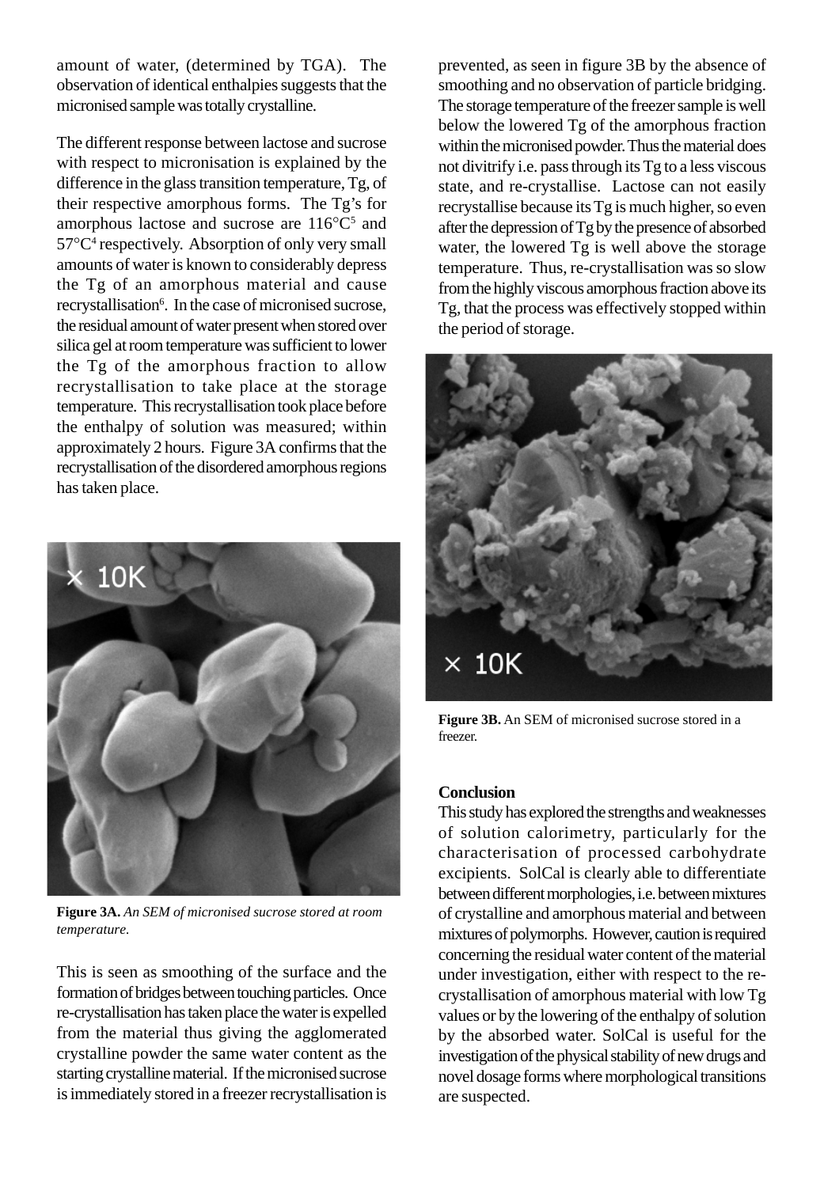amount of water, (determined by TGA). The observation of identical enthalpies suggests that the micronised sample was totally crystalline.

The different response between lactose and sucrose with respect to micronisation is explained by the difference in the glass transition temperature, Tg, of their respective amorphous forms. The Tg's for amorphous lactose and sucrose are 116°C[5] and 57°C[4] respectively. Absorption of only very small amounts of water is known to considerably depress the Tg of an amorphous material and cause recrystallisation[6]. In the case of micronised sucrose, the residual amount of water present when stored over silica gel at room temperature was sufficient to lower the Tg of the amorphous fraction to allow recrystallisation to take place at the storage temperature. This recrystallisation took place before the enthalpy of solution was measured; within approximately 2 hours. Figure 3A confirms that the recrystallisation of the disordered amorphous regions has taken place.

× 10K

**Figure 3A.** *An SEM of micronised sucrose stored at room temperature.*

This is seen as smoothing of the surface and the formation of bridges between touching particles. Once re-crystallisation has taken place the water is expelled from the material thus giving the agglomerated crystalline powder the same water content as the starting crystalline material. If the micronised sucrose is immediately stored in a freezer recrystallisation is prevented, as seen in figure 3B by the absence of smoothing and no observation of particle bridging. The storage temperature of the freezer sample is well below the lowered Tg of the amorphous fraction within the micronised powder. Thus the material does not divitrify i.e. pass through its Tg to a less viscous state, and re-crystallise. Lactose can not easily recrystallise because its Tg is much higher, so even after the depression of Tg by the presence of absorbed water, the lowered Tg is well above the storage temperature. Thus, re-crystallisation was so slow from the highly viscous amorphous fraction above its Tg, that the process was effectively stopped within the period of storage.

× 10K

**Figure 3B.** An SEM of micronised sucrose stored in a freezer.

## Conclusion

This study has explored the strengths and weaknesses of solution calorimetry, particularly for the characterisation of processed carbohydrate excipients. SolCal is clearly able to differentiate between different morphologies, i.e. between mixtures of crystalline and amorphous material and between mixtures of polymorphs. However, caution is required concerning the residual water content of the material under investigation, either with respect to the re-crystallisation of amorphous material with low Tg values or by the lowering of the enthalpy of solution by the absorbed water. SolCal is useful for the investigation of the physical stability of new drugs and novel dosage forms where morphological transitions are suspected.